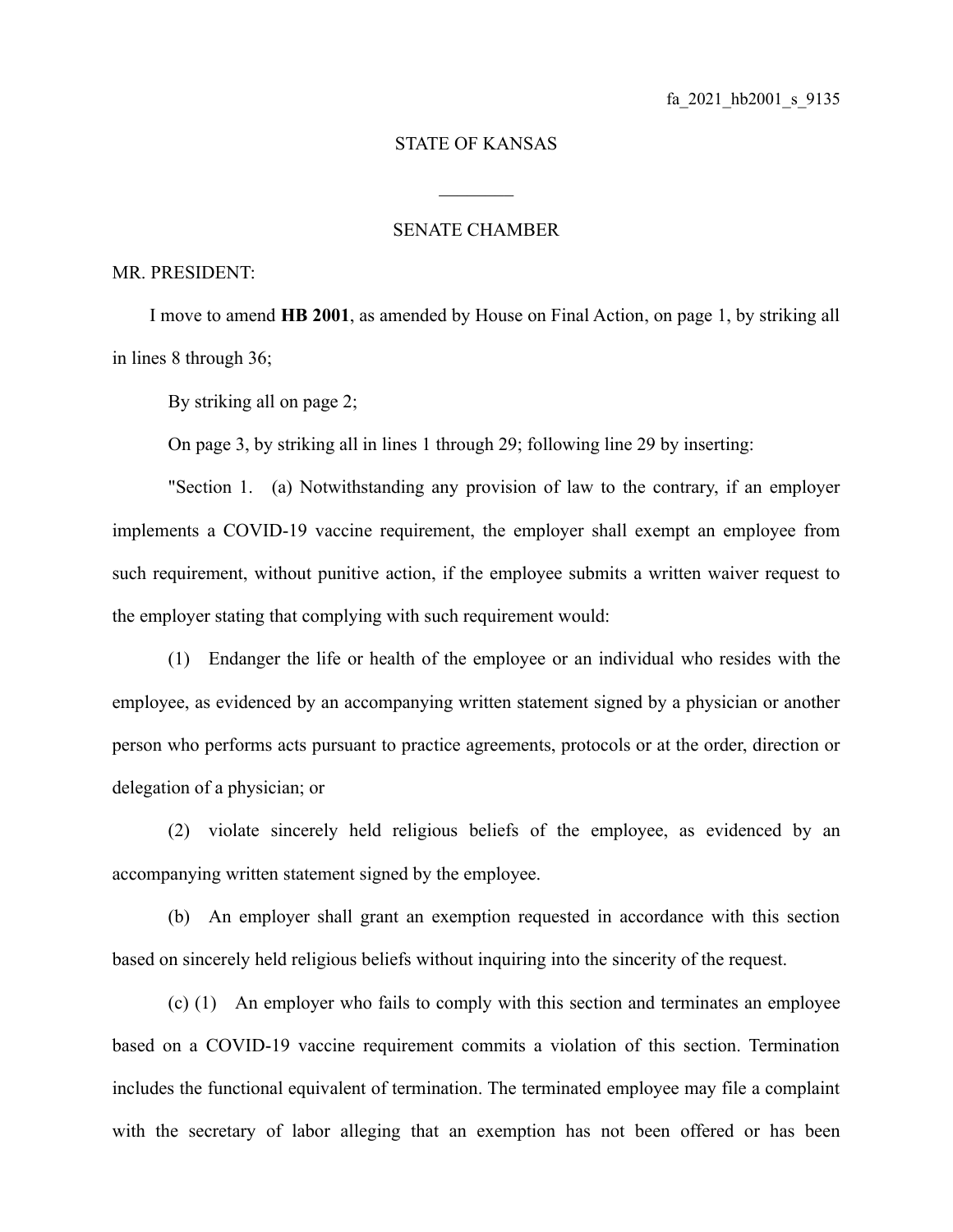fa_2021_hb2001_s_9135

STATE OF KANSAS

________

SENATE CHAMBER

MR. PRESIDENT:

I move to amend **HB 2001**, as amended by House on Final Action, on page 1, by striking all in lines 8 through 36;

By striking all on page 2;

On page 3, by striking all in lines 1 through 29; following line 29 by inserting:

"Section 1. (a) Notwithstanding any provision of law to the contrary, if an employer implements a COVID-19 vaccine requirement, the employer shall exempt an employee from such requirement, without punitive action, if the employee submits a written waiver request to the employer stating that complying with such requirement would:

(1) Endanger the life or health of the employee or an individual who resides with the employee, as evidenced by an accompanying written statement signed by a physician or another person who performs acts pursuant to practice agreements, protocols or at the order, direction or delegation of a physician; or

(2) violate sincerely held religious beliefs of the employee, as evidenced by an accompanying written statement signed by the employee.

(b) An employer shall grant an exemption requested in accordance with this section based on sincerely held religious beliefs without inquiring into the sincerity of the request.

(c) (1) An employer who fails to comply with this section and terminates an employee based on a COVID-19 vaccine requirement commits a violation of this section. Termination includes the functional equivalent of termination. The terminated employee may file a complaint with the secretary of labor alleging that an exemption has not been offered or has been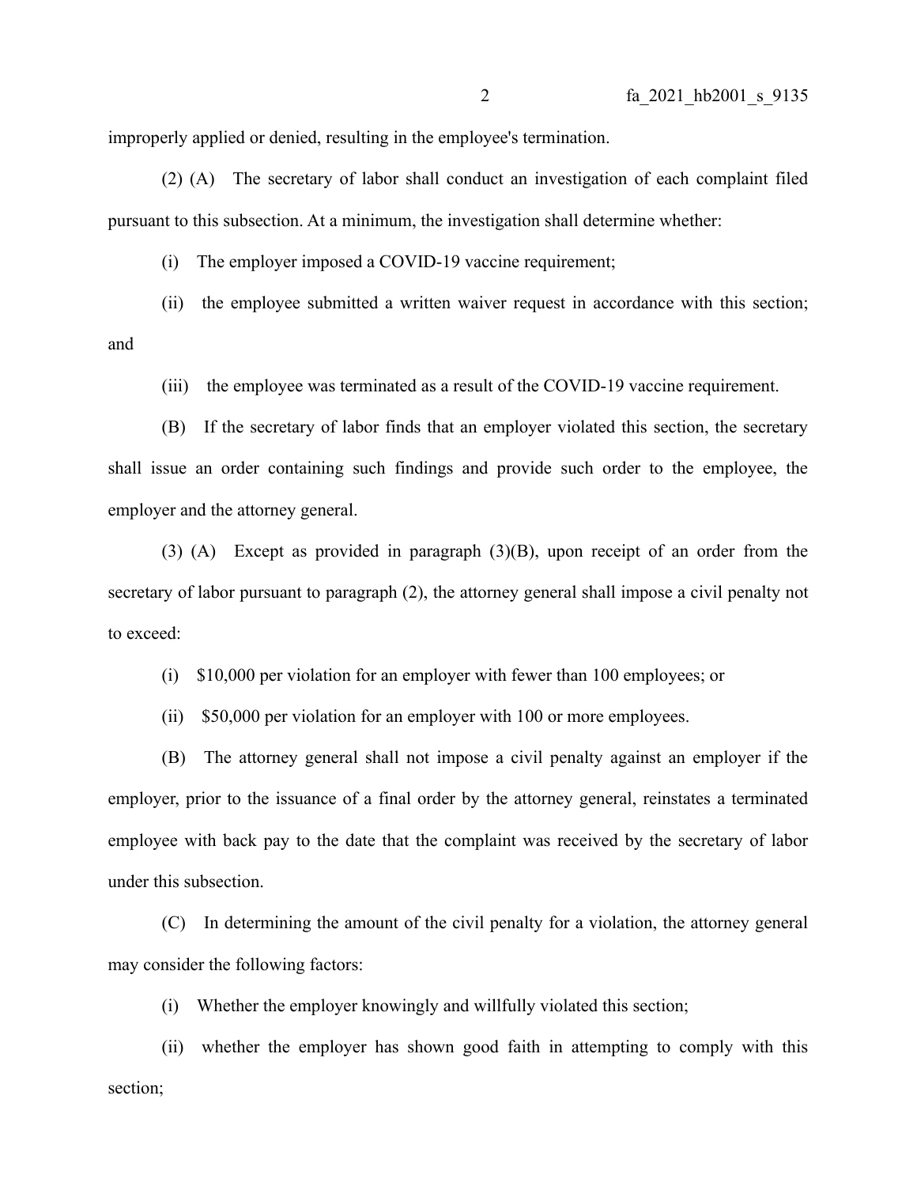improperly applied or denied, resulting in the employee's termination.

(2) (A) The secretary of labor shall conduct an investigation of each complaint filed pursuant to this subsection. At a minimum, the investigation shall determine whether:

(i) The employer imposed a COVID-19 vaccine requirement;

(ii) the employee submitted a written waiver request in accordance with this section; and

(iii) the employee was terminated as a result of the COVID-19 vaccine requirement.

(B) If the secretary of labor finds that an employer violated this section, the secretary shall issue an order containing such findings and provide such order to the employee, the employer and the attorney general.

(3) (A) Except as provided in paragraph (3)(B), upon receipt of an order from the secretary of labor pursuant to paragraph (2), the attorney general shall impose a civil penalty not to exceed:

(i) $10,000 per violation for an employer with fewer than 100 employees; or

(ii) $50,000 per violation for an employer with 100 or more employees.

(B) The attorney general shall not impose a civil penalty against an employer if the employer, prior to the issuance of a final order by the attorney general, reinstates a terminated employee with back pay to the date that the complaint was received by the secretary of labor under this subsection.

(C) In determining the amount of the civil penalty for a violation, the attorney general may consider the following factors:

(i) Whether the employer knowingly and willfully violated this section;

(ii) whether the employer has shown good faith in attempting to comply with this section;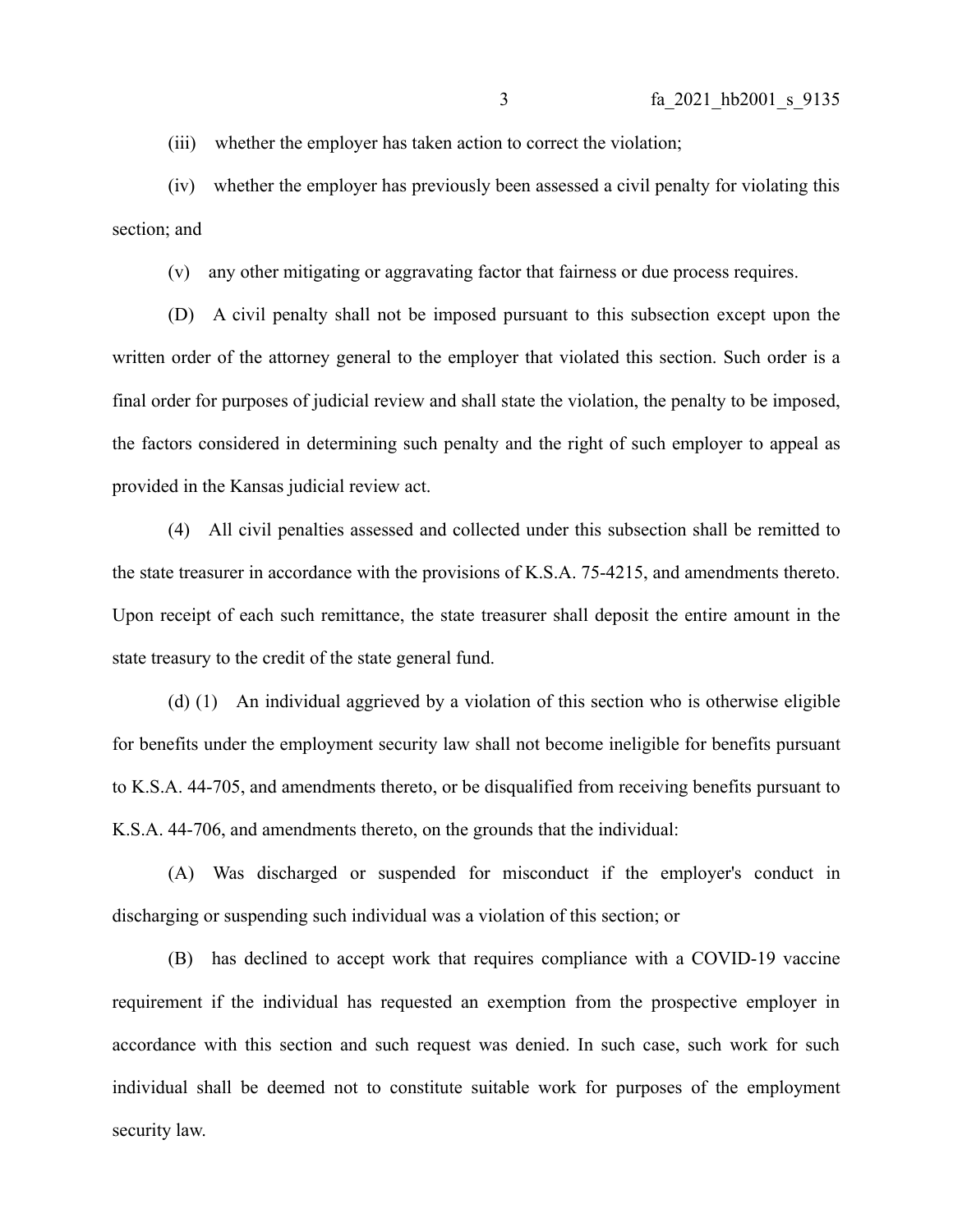(iii) whether the employer has taken action to correct the violation;

(iv) whether the employer has previously been assessed a civil penalty for violating this section; and

(v) any other mitigating or aggravating factor that fairness or due process requires.

(D) A civil penalty shall not be imposed pursuant to this subsection except upon the written order of the attorney general to the employer that violated this section. Such order is a final order for purposes of judicial review and shall state the violation, the penalty to be imposed, the factors considered in determining such penalty and the right of such employer to appeal as provided in the Kansas judicial review act.

(4) All civil penalties assessed and collected under this subsection shall be remitted to the state treasurer in accordance with the provisions of K.S.A. 75-4215, and amendments thereto. Upon receipt of each such remittance, the state treasurer shall deposit the entire amount in the state treasury to the credit of the state general fund.

(d) (1) An individual aggrieved by a violation of this section who is otherwise eligible for benefits under the employment security law shall not become ineligible for benefits pursuant to K.S.A. 44-705, and amendments thereto, or be disqualified from receiving benefits pursuant to K.S.A. 44-706, and amendments thereto, on the grounds that the individual:

(A) Was discharged or suspended for misconduct if the employer's conduct in discharging or suspending such individual was a violation of this section; or

(B) has declined to accept work that requires compliance with a COVID-19 vaccine requirement if the individual has requested an exemption from the prospective employer in accordance with this section and such request was denied. In such case, such work for such individual shall be deemed not to constitute suitable work for purposes of the employment security law.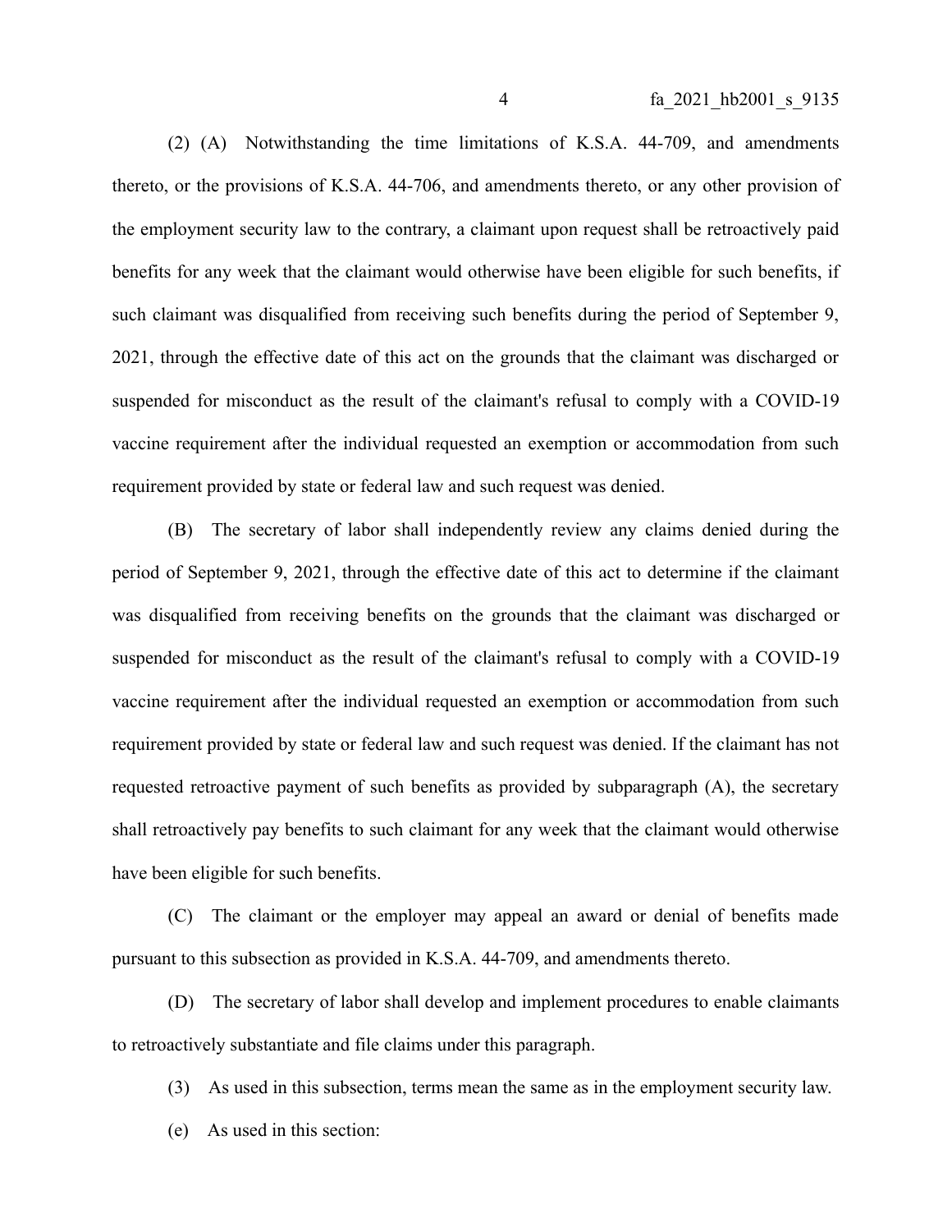(2) (A) Notwithstanding the time limitations of K.S.A. 44-709, and amendments thereto, or the provisions of K.S.A. 44-706, and amendments thereto, or any other provision of the employment security law to the contrary, a claimant upon request shall be retroactively paid benefits for any week that the claimant would otherwise have been eligible for such benefits, if such claimant was disqualified from receiving such benefits during the period of September 9, 2021, through the effective date of this act on the grounds that the claimant was discharged or suspended for misconduct as the result of the claimant's refusal to comply with a COVID-19 vaccine requirement after the individual requested an exemption or accommodation from such requirement provided by state or federal law and such request was denied.

(B) The secretary of labor shall independently review any claims denied during the period of September 9, 2021, through the effective date of this act to determine if the claimant was disqualified from receiving benefits on the grounds that the claimant was discharged or suspended for misconduct as the result of the claimant's refusal to comply with a COVID-19 vaccine requirement after the individual requested an exemption or accommodation from such requirement provided by state or federal law and such request was denied. If the claimant has not requested retroactive payment of such benefits as provided by subparagraph (A), the secretary shall retroactively pay benefits to such claimant for any week that the claimant would otherwise have been eligible for such benefits.

(C) The claimant or the employer may appeal an award or denial of benefits made pursuant to this subsection as provided in K.S.A. 44-709, and amendments thereto.

(D) The secretary of labor shall develop and implement procedures to enable claimants to retroactively substantiate and file claims under this paragraph.

(3) As used in this subsection, terms mean the same as in the employment security law.

(e) As used in this section: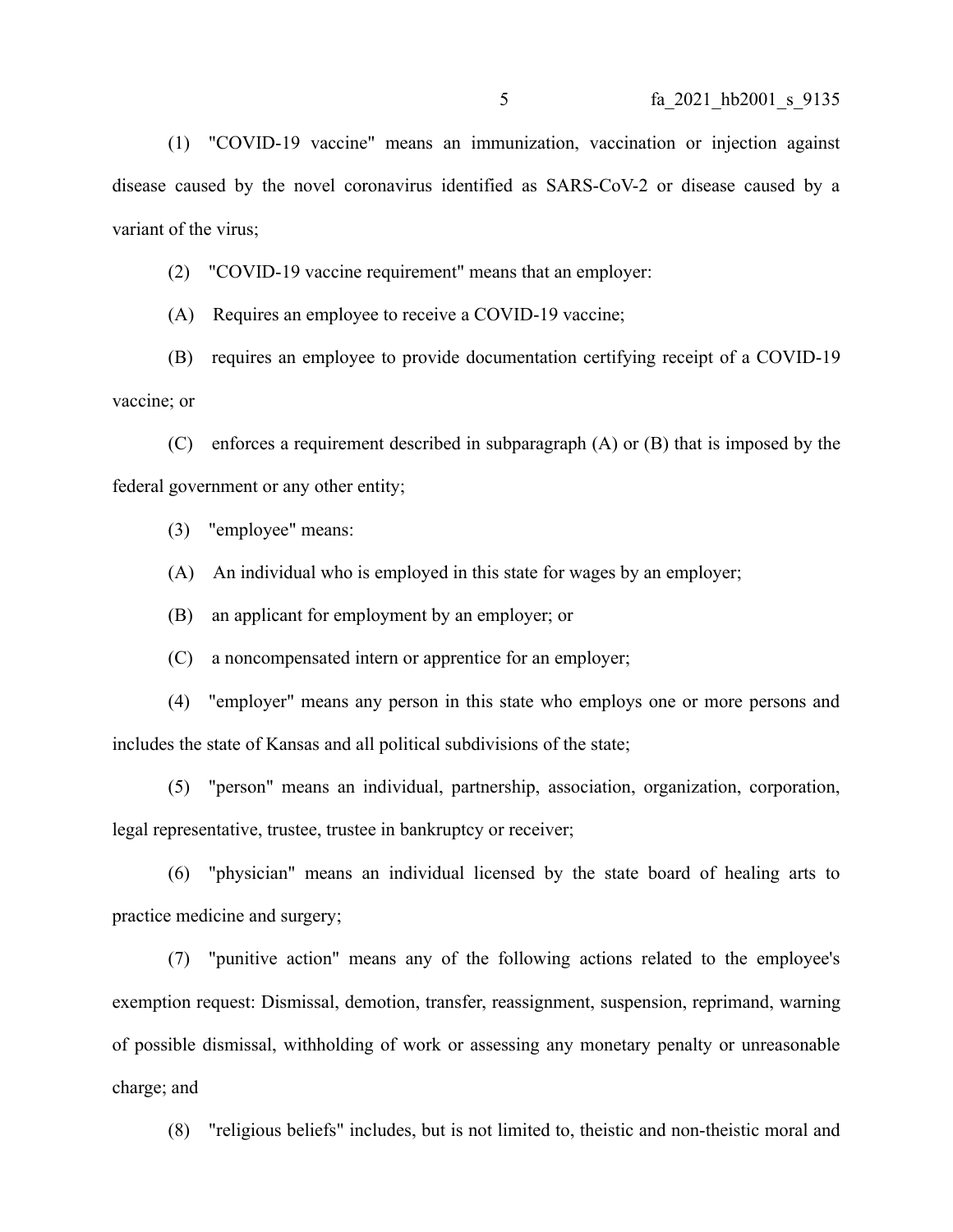(1) "COVID-19 vaccine" means an immunization, vaccination or injection against disease caused by the novel coronavirus identified as SARS-CoV-2 or disease caused by a variant of the virus;

(2) "COVID-19 vaccine requirement" means that an employer:

(A) Requires an employee to receive a COVID-19 vaccine;

(B) requires an employee to provide documentation certifying receipt of a COVID-19 vaccine; or

(C) enforces a requirement described in subparagraph (A) or (B) that is imposed by the federal government or any other entity;

(3) "employee" means:

(A) An individual who is employed in this state for wages by an employer;

(B) an applicant for employment by an employer; or

(C) a noncompensated intern or apprentice for an employer;

(4) "employer" means any person in this state who employs one or more persons and includes the state of Kansas and all political subdivisions of the state;

(5) "person" means an individual, partnership, association, organization, corporation, legal representative, trustee, trustee in bankruptcy or receiver;

(6) "physician" means an individual licensed by the state board of healing arts to practice medicine and surgery;

(7) "punitive action" means any of the following actions related to the employee's exemption request: Dismissal, demotion, transfer, reassignment, suspension, reprimand, warning of possible dismissal, withholding of work or assessing any monetary penalty or unreasonable charge; and

(8) "religious beliefs" includes, but is not limited to, theistic and non-theistic moral and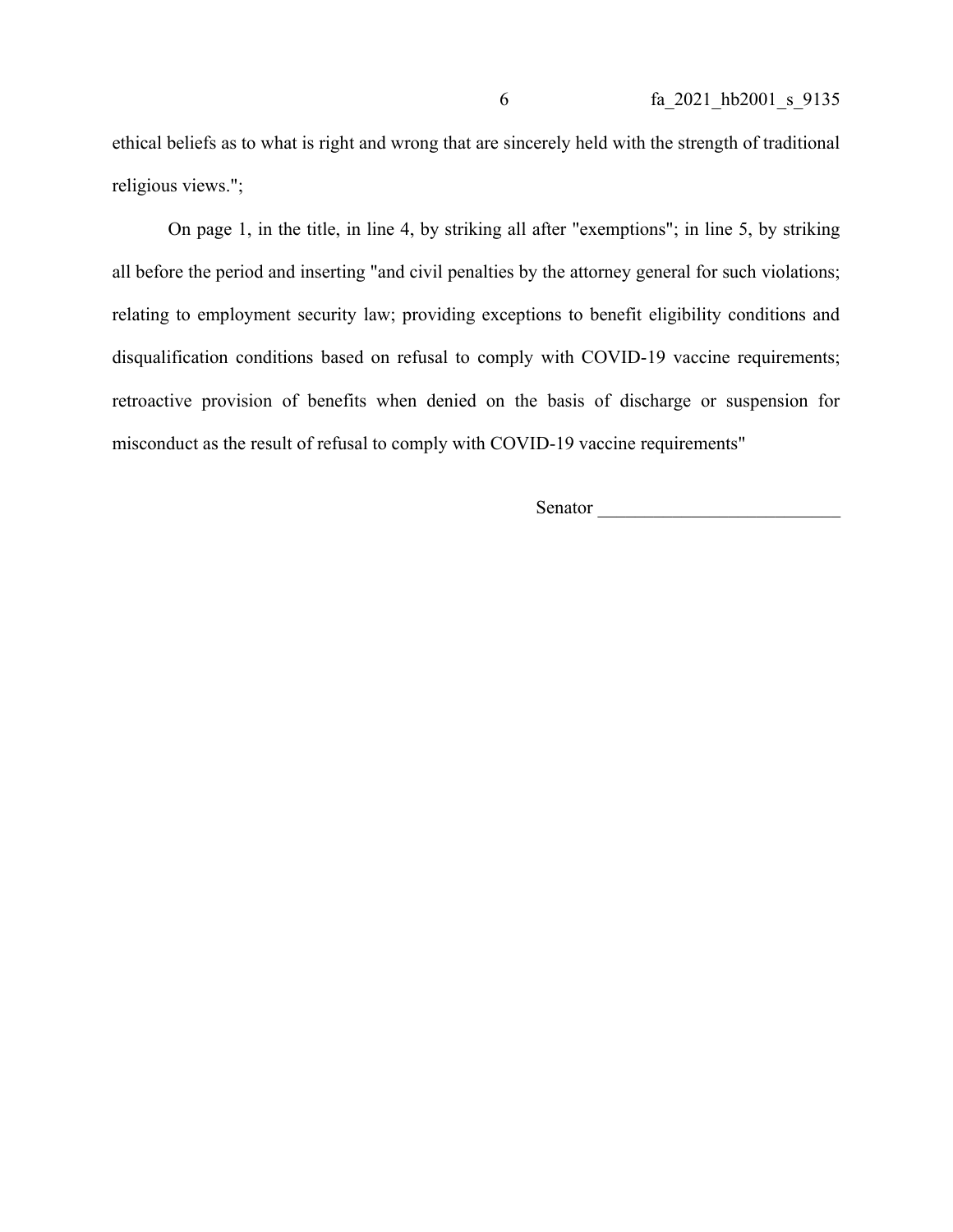ethical beliefs as to what is right and wrong that are sincerely held with the strength of traditional religious views.";

On page 1, in the title, in line 4, by striking all after "exemptions"; in line 5, by striking all before the period and inserting "and civil penalties by the attorney general for such violations; relating to employment security law; providing exceptions to benefit eligibility conditions and disqualification conditions based on refusal to comply with COVID-19 vaccine requirements; retroactive provision of benefits when denied on the basis of discharge or suspension for misconduct as the result of refusal to comply with COVID-19 vaccine requirements"

Senator ___________________________